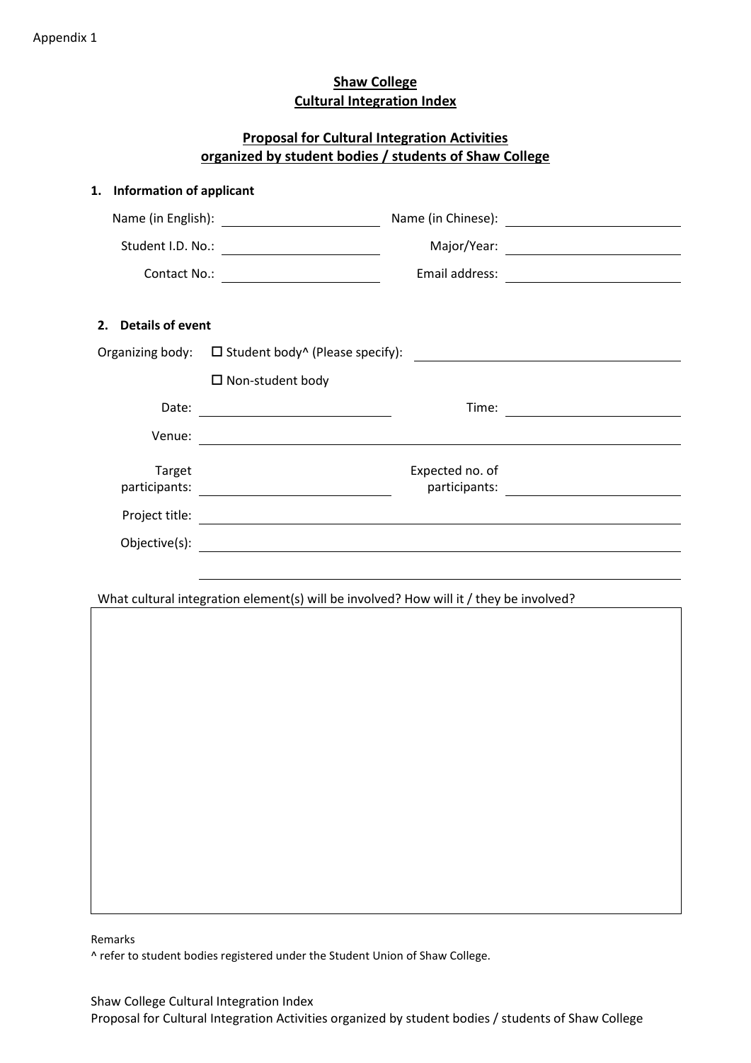Appendix 1

**Shaw College**
**Cultural Integration Index**

**Proposal for Cultural Integration Activities organized by student bodies / students of Shaw College**

**1. Information of applicant**

Name (in English): ____________________ Name (in Chinese): ____________________

Student I.D. No.: ____________________ Major/Year: ____________________

Contact No.: ____________________ Email address: ____________________

**2. Details of event**

Organizing body: ☐ Student body^ (Please specify): ____________________

☐ Non-student body

Date: ____________________ Time: ____________________

Venue: ________________________________________

Target participants: ____________________ Expected no. of participants: ____________________

Project title: ________________________________________

Objective(s): ________________________________________

________________________________________

What cultural integration element(s) will be involved? How will it / they be involved?

| |
|---|
| |

Remarks

^ refer to student bodies registered under the Student Union of Shaw College.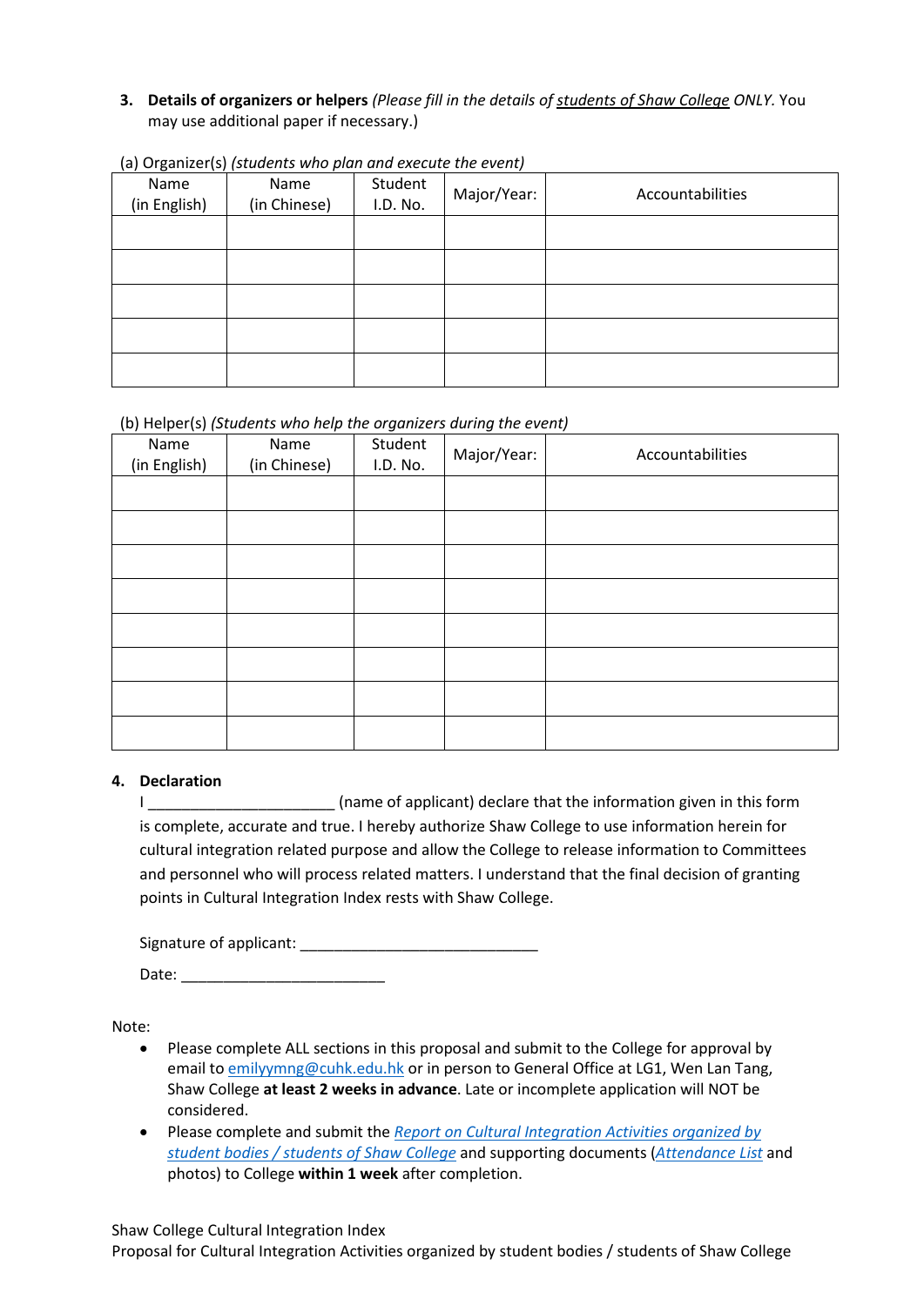3. **Details of organizers or helpers** *(Please fill in the details of* *students of Shaw College* *ONLY.* You may use additional paper if necessary.)

(a) Organizer(s) *(students who plan and execute the event)*

| Name (in English) | Name (in Chinese) | Student I.D. No. | Major/Year: | Accountabilities |
|---|---|---|---|---|
| | | | | |
| | | | | |
| | | | | |
| | | | | |
| | | | | |

(b) Helper(s) *(Students who help the organizers during the event)*

| Name (in English) | Name (in Chinese) | Student I.D. No. | Major/Year: | Accountabilities |
|---|---|---|---|---|
| | | | | |
| | | | | |
| | | | | |
| | | | | |
| | | | | |
| | | | | |
| | | | | |
| | | | | |

4. **Declaration**

I ______________________ (name of applicant) declare that the information given in this form is complete, accurate and true. I hereby authorize Shaw College to use information herein for cultural integration related purpose and allow the College to release information to Committees and personnel who will process related matters. I understand that the final decision of granting points in Cultural Integration Index rests with Shaw College.

Signature of applicant: ____________________________

Date: ________________________

Note:

- Please complete ALL sections in this proposal and submit to the College for approval by email to emilyymng@cuhk.edu.hk or in person to General Office at LG1, Wen Lan Tang, Shaw College **at least 2 weeks in advance**. Late or incomplete application will NOT be considered.
- Please complete and submit the *Report on Cultural Integration Activities organized by student bodies / students of Shaw College* and supporting documents (*Attendance List* and photos) to College **within 1 week** after completion.

Shaw College Cultural Integration Index
Proposal for Cultural Integration Activities organized by student bodies / students of Shaw College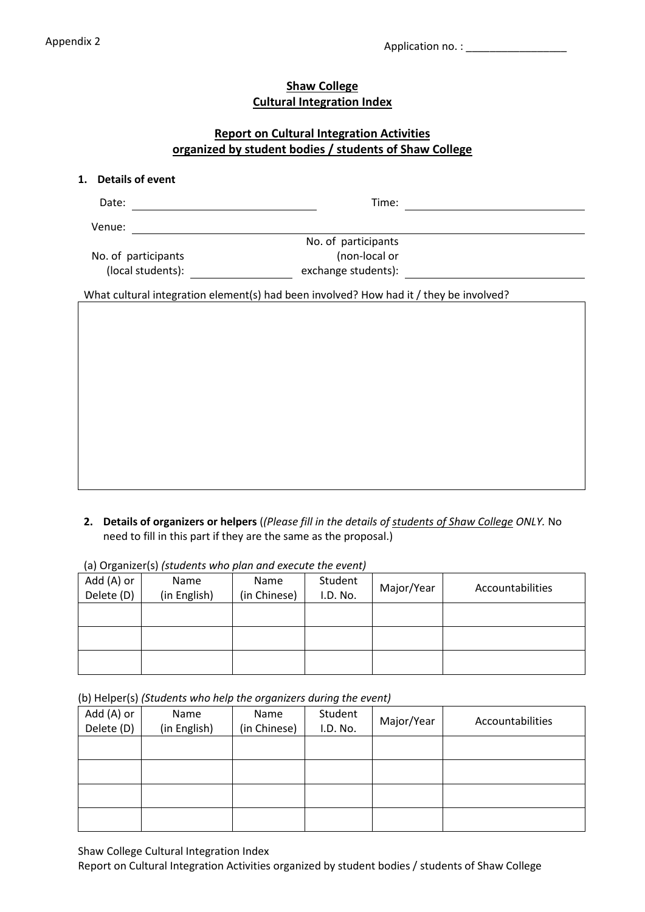Appendix 2

Application no. : _________________

**Shaw College**
**Cultural Integration Index**

**Report on Cultural Integration Activities organized by student bodies / students of Shaw College**

**1. Details of event**

Date: ______________________________ Time: ______________________________

Venue: ____________________________________________________________

No. of participants (local students): ______________ No. of participants (non-local or exchange students): ______________

What cultural integration element(s) had been involved? How had it / they be involved?

| |
|---|
| |

**2. Details of organizers or helpers** (*(Please fill in the details of students of Shaw College ONLY.* No need to fill in this part if they are the same as the proposal.)

(a) Organizer(s) *(students who plan and execute the event)*

| Add (A) or Delete (D) | Name (in English) | Name (in Chinese) | Student I.D. No. | Major/Year | Accountabilities |
|---|---|---|---|---|---|
| | | | | | |
| | | | | | |
| | | | | | |

(b) Helper(s) *(Students who help the organizers during the event)*

| Add (A) or Delete (D) | Name (in English) | Name (in Chinese) | Student I.D. No. | Major/Year | Accountabilities |
|---|---|---|---|---|---|
| | | | | | |
| | | | | | |
| | | | | | |
| | | | | | |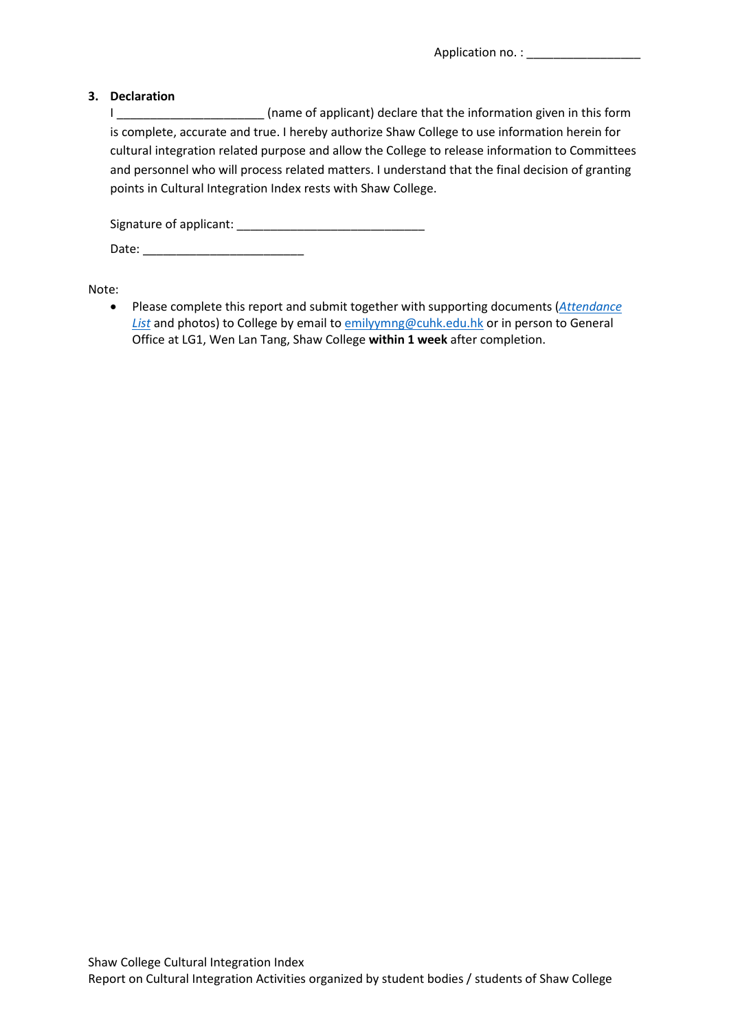Application no. : ________________

### 3. Declaration

I ______________________ (name of applicant) declare that the information given in this form is complete, accurate and true. I hereby authorize Shaw College to use information herein for cultural integration related purpose and allow the College to release information to Committees and personnel who will process related matters. I understand that the final decision of granting points in Cultural Integration Index rests with Shaw College.

Signature of applicant: ____________________________

Date: ________________________

Note:

- Please complete this report and submit together with supporting documents (*Attendance List* and photos) to College by email to emilyymng@cuhk.edu.hk or in person to General Office at LG1, Wen Lan Tang, Shaw College **within 1 week** after completion.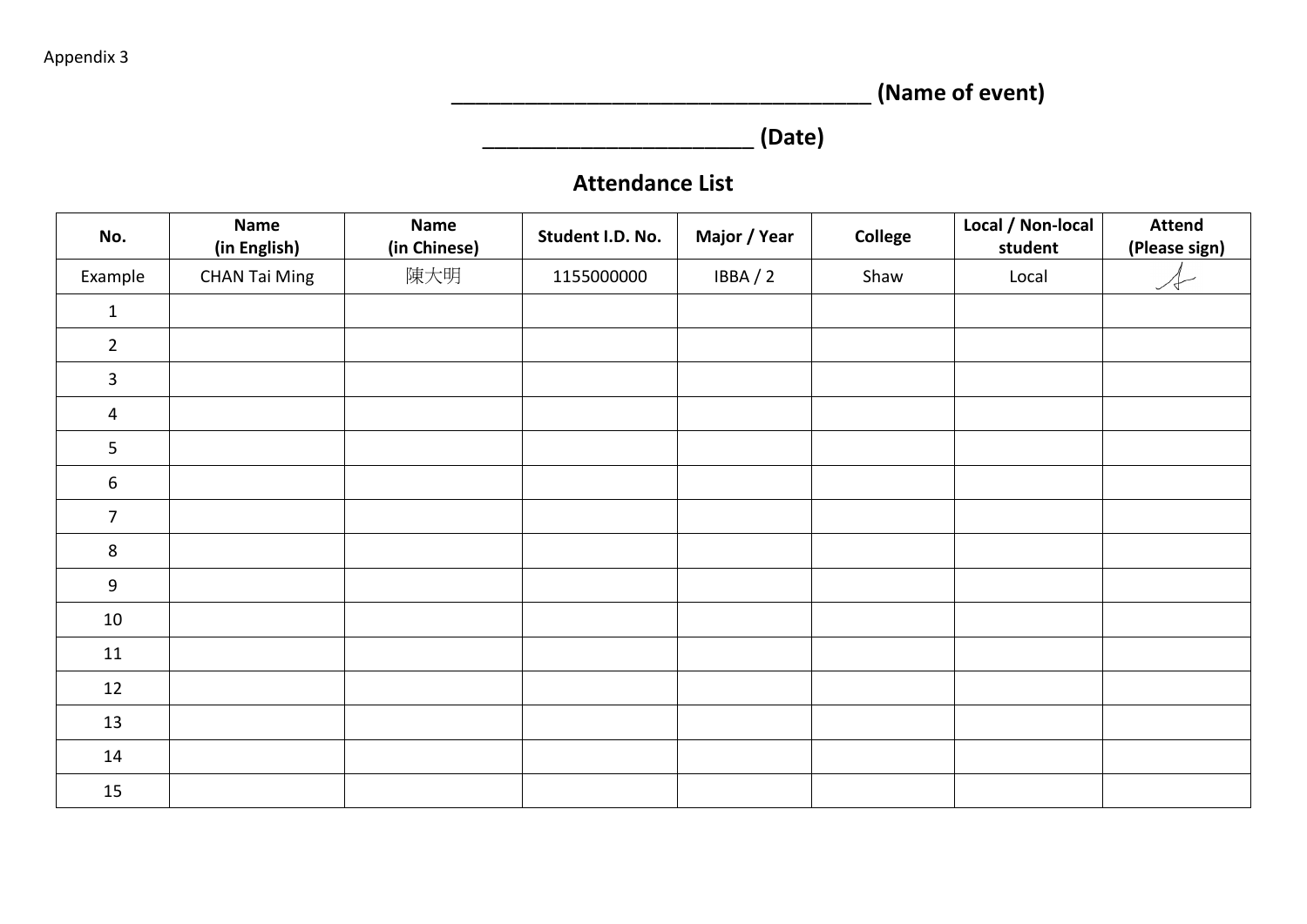Appendix 3

**\_\_\_\_\_\_\_\_\_\_\_\_\_\_\_\_\_\_\_\_\_\_\_\_\_\_\_\_\_\_\_\_\_\_\_\_ (Name of event)**

**\_\_\_\_\_\_\_\_\_\_\_\_\_\_\_\_\_\_\_\_\_\_\_\_ (Date)**

## Attendance List

| No. | Name (in English) | Name (in Chinese) | Student I.D. No. | Major / Year | College | Local / Non-local student | Attend (Please sign) |
|---|---|---|---|---|---|---|---|
| Example | CHAN Tai Ming | 陳大明 | 1155000000 | IBBA / 2 | Shaw | Local | |
| 1 | | | | | | | |
| 2 | | | | | | | |
| 3 | | | | | | | |
| 4 | | | | | | | |
| 5 | | | | | | | |
| 6 | | | | | | | |
| 7 | | | | | | | |
| 8 | | | | | | | |
| 9 | | | | | | | |
| 10 | | | | | | | |
| 11 | | | | | | | |
| 12 | | | | | | | |
| 13 | | | | | | | |
| 14 | | | | | | | |
| 15 | | | | | | | |